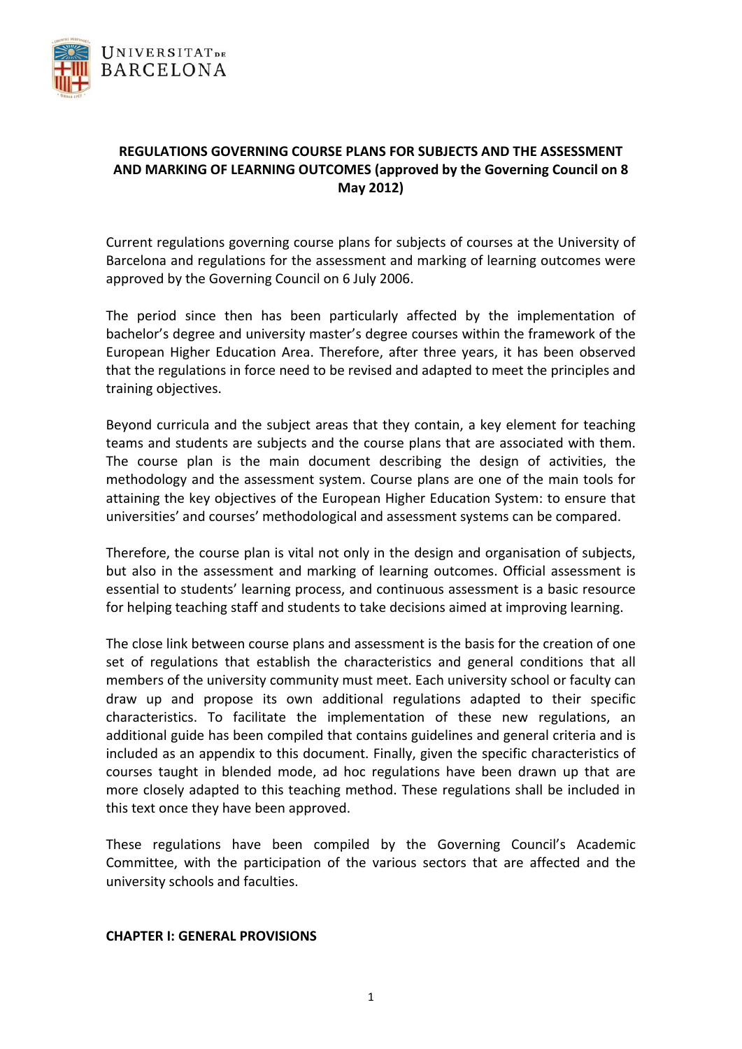**REGULATIONS GOVERNING COURSE PLANS FOR SUBJECTS AND THE ASSESSMENT AND MARKING OF LEARNING OUTCOMES (approved by the Governing Council on 8 May 2012)**

Current regulations governing course plans for subjects of courses at the University of Barcelona and regulations for the assessment and marking of learning outcomes were approved by the Governing Council on 6 July 2006.

The period since then has been particularly affected by the implementation of bachelor's degree and university master's degree courses within the framework of the European Higher Education Area. Therefore, after three years, it has been observed that the regulations in force need to be revised and adapted to meet the principles and training objectives.

Beyond curricula and the subject areas that they contain, a key element for teaching teams and students are subjects and the course plans that are associated with them. The course plan is the main document describing the design of activities, the methodology and the assessment system. Course plans are one of the main tools for attaining the key objectives of the European Higher Education System: to ensure that universities' and courses' methodological and assessment systems can be compared.

Therefore, the course plan is vital not only in the design and organisation of subjects, but also in the assessment and marking of learning outcomes. Official assessment is essential to students' learning process, and continuous assessment is a basic resource for helping teaching staff and students to take decisions aimed at improving learning.

The close link between course plans and assessment is the basis for the creation of one set of regulations that establish the characteristics and general conditions that all members of the university community must meet. Each university school or faculty can draw up and propose its own additional regulations adapted to their specific characteristics. To facilitate the implementation of these new regulations, an additional guide has been compiled that contains guidelines and general criteria and is included as an appendix to this document. Finally, given the specific characteristics of courses taught in blended mode, ad hoc regulations have been drawn up that are more closely adapted to this teaching method. These regulations shall be included in this text once they have been approved.

These regulations have been compiled by the Governing Council's Academic Committee, with the participation of the various sectors that are affected and the university schools and faculties.

## CHAPTER I: GENERAL PROVISIONS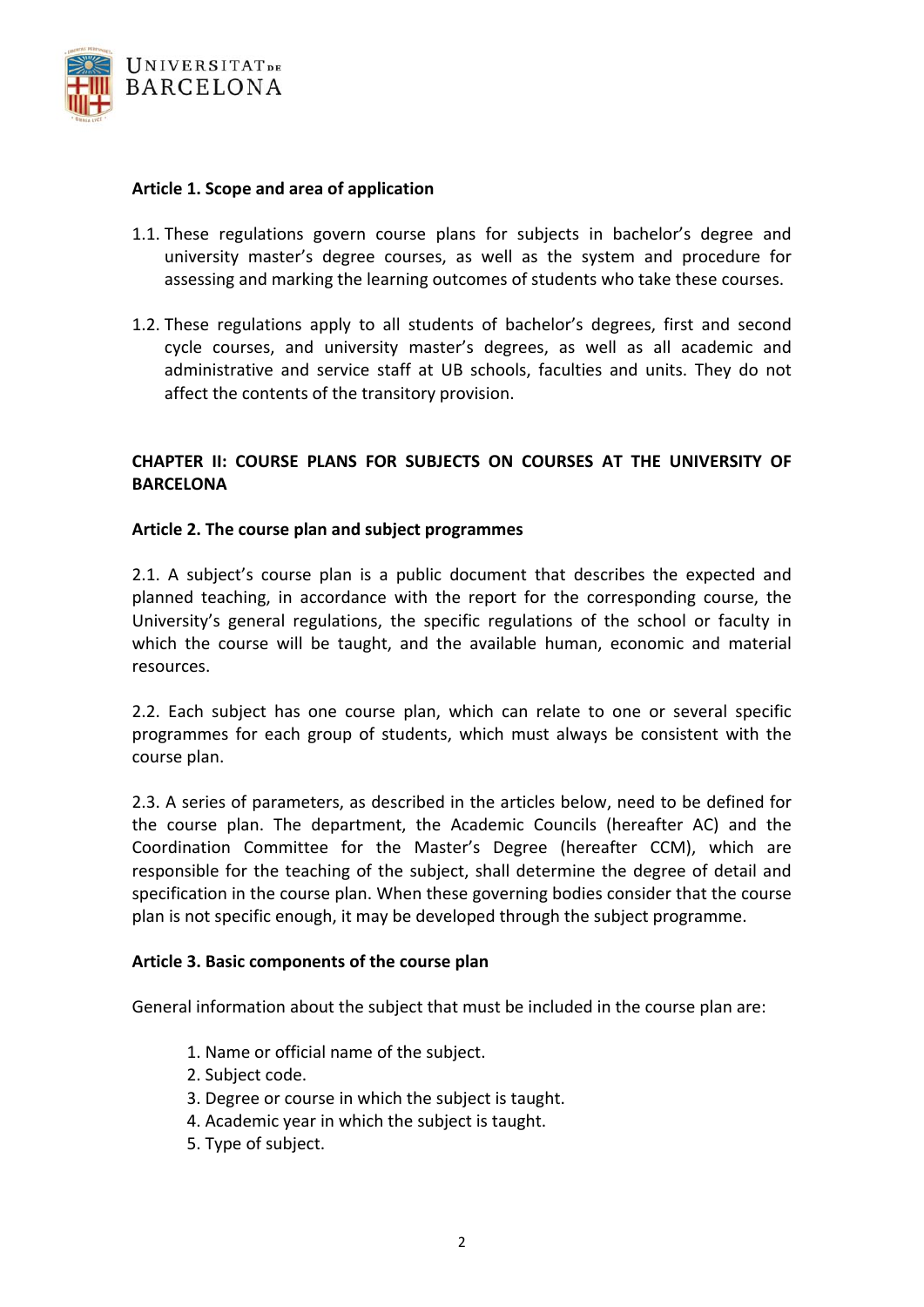### Article 1. Scope and area of application

1.1. These regulations govern course plans for subjects in bachelor's degree and university master's degree courses, as well as the system and procedure for assessing and marking the learning outcomes of students who take these courses.

1.2. These regulations apply to all students of bachelor's degrees, first and second cycle courses, and university master's degrees, as well as all academic and administrative and service staff at UB schools, faculties and units. They do not affect the contents of the transitory provision.

## CHAPTER II: COURSE PLANS FOR SUBJECTS ON COURSES AT THE UNIVERSITY OF BARCELONA

### Article 2. The course plan and subject programmes

2.1. A subject's course plan is a public document that describes the expected and planned teaching, in accordance with the report for the corresponding course, the University's general regulations, the specific regulations of the school or faculty in which the course will be taught, and the available human, economic and material resources.

2.2. Each subject has one course plan, which can relate to one or several specific programmes for each group of students, which must always be consistent with the course plan.

2.3. A series of parameters, as described in the articles below, need to be defined for the course plan. The department, the Academic Councils (hereafter AC) and the Coordination Committee for the Master's Degree (hereafter CCM), which are responsible for the teaching of the subject, shall determine the degree of detail and specification in the course plan. When these governing bodies consider that the course plan is not specific enough, it may be developed through the subject programme.

### Article 3. Basic components of the course plan

General information about the subject that must be included in the course plan are:

1. Name or official name of the subject.
2. Subject code.
3. Degree or course in which the subject is taught.
4. Academic year in which the subject is taught.
5. Type of subject.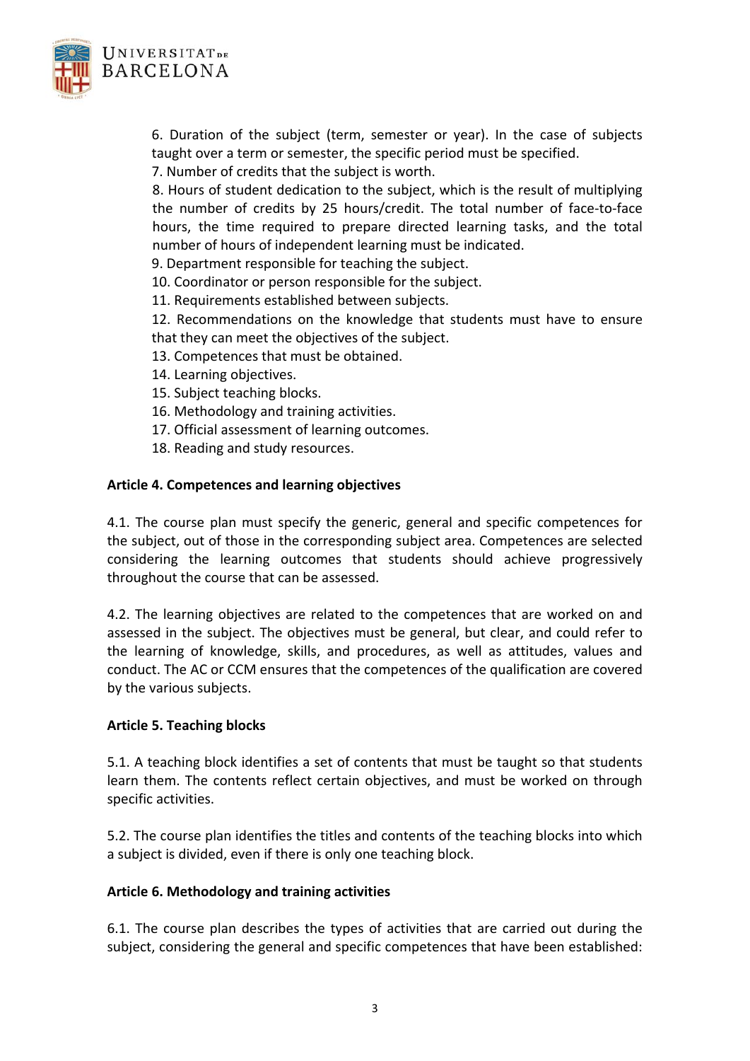6. Duration of the subject (term, semester or year). In the case of subjects taught over a term or semester, the specific period must be specified.
7. Number of credits that the subject is worth.
8. Hours of student dedication to the subject, which is the result of multiplying the number of credits by 25 hours/credit. The total number of face-to-face hours, the time required to prepare directed learning tasks, and the total number of hours of independent learning must be indicated.
9. Department responsible for teaching the subject.
10. Coordinator or person responsible for the subject.
11. Requirements established between subjects.
12. Recommendations on the knowledge that students must have to ensure that they can meet the objectives of the subject.
13. Competences that must be obtained.
14. Learning objectives.
15. Subject teaching blocks.
16. Methodology and training activities.
17. Official assessment of learning outcomes.
18. Reading and study resources.

**Article 4. Competences and learning objectives**

4.1. The course plan must specify the generic, general and specific competences for the subject, out of those in the corresponding subject area. Competences are selected considering the learning outcomes that students should achieve progressively throughout the course that can be assessed.

4.2. The learning objectives are related to the competences that are worked on and assessed in the subject. The objectives must be general, but clear, and could refer to the learning of knowledge, skills, and procedures, as well as attitudes, values and conduct. The AC or CCM ensures that the competences of the qualification are covered by the various subjects.

**Article 5. Teaching blocks**

5.1. A teaching block identifies a set of contents that must be taught so that students learn them. The contents reflect certain objectives, and must be worked on through specific activities.

5.2. The course plan identifies the titles and contents of the teaching blocks into which a subject is divided, even if there is only one teaching block.

**Article 6. Methodology and training activities**

6.1. The course plan describes the types of activities that are carried out during the subject, considering the general and specific competences that have been established: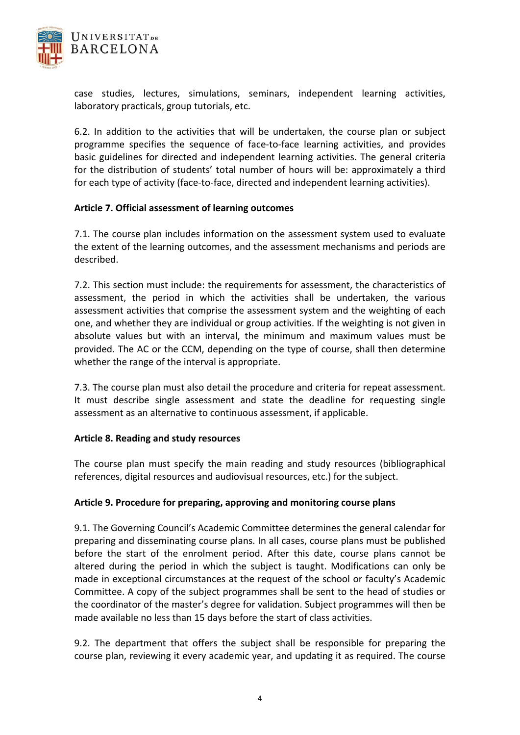case studies, lectures, simulations, seminars, independent learning activities, laboratory practicals, group tutorials, etc.

6.2. In addition to the activities that will be undertaken, the course plan or subject programme specifies the sequence of face-to-face learning activities, and provides basic guidelines for directed and independent learning activities. The general criteria for the distribution of students' total number of hours will be: approximately a third for each type of activity (face-to-face, directed and independent learning activities).

**Article 7. Official assessment of learning outcomes**

7.1. The course plan includes information on the assessment system used to evaluate the extent of the learning outcomes, and the assessment mechanisms and periods are described.

7.2. This section must include: the requirements for assessment, the characteristics of assessment, the period in which the activities shall be undertaken, the various assessment activities that comprise the assessment system and the weighting of each one, and whether they are individual or group activities. If the weighting is not given in absolute values but with an interval, the minimum and maximum values must be provided. The AC or the CCM, depending on the type of course, shall then determine whether the range of the interval is appropriate.

7.3. The course plan must also detail the procedure and criteria for repeat assessment. It must describe single assessment and state the deadline for requesting single assessment as an alternative to continuous assessment, if applicable.

**Article 8. Reading and study resources**

The course plan must specify the main reading and study resources (bibliographical references, digital resources and audiovisual resources, etc.) for the subject.

**Article 9. Procedure for preparing, approving and monitoring course plans**

9.1. The Governing Council's Academic Committee determines the general calendar for preparing and disseminating course plans. In all cases, course plans must be published before the start of the enrolment period. After this date, course plans cannot be altered during the period in which the subject is taught. Modifications can only be made in exceptional circumstances at the request of the school or faculty's Academic Committee. A copy of the subject programmes shall be sent to the head of studies or the coordinator of the master's degree for validation. Subject programmes will then be made available no less than 15 days before the start of class activities.

9.2. The department that offers the subject shall be responsible for preparing the course plan, reviewing it every academic year, and updating it as required. The course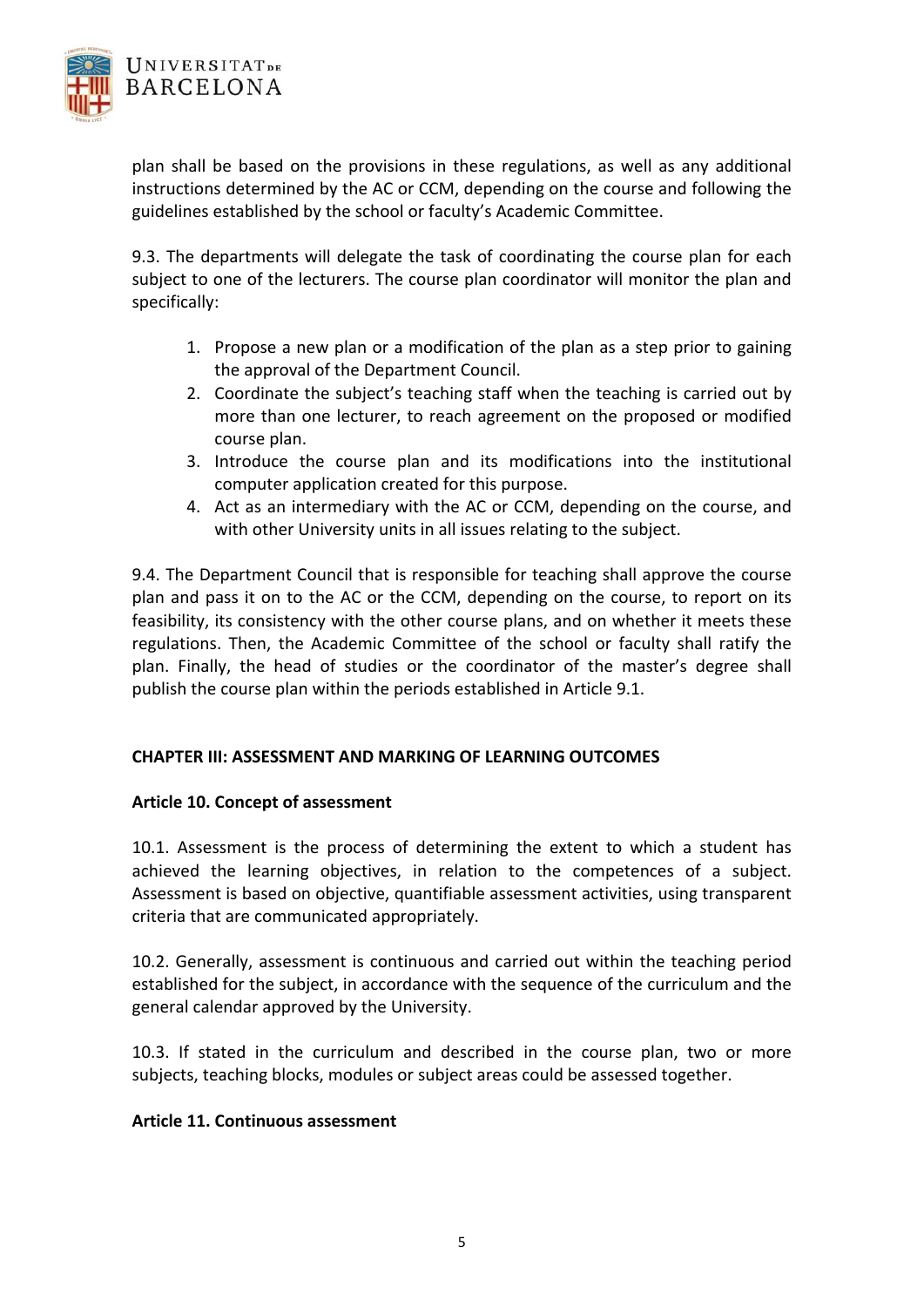plan shall be based on the provisions in these regulations, as well as any additional instructions determined by the AC or CCM, depending on the course and following the guidelines established by the school or faculty's Academic Committee.

9.3. The departments will delegate the task of coordinating the course plan for each subject to one of the lecturers. The course plan coordinator will monitor the plan and specifically:

1. Propose a new plan or a modification of the plan as a step prior to gaining the approval of the Department Council.
2. Coordinate the subject's teaching staff when the teaching is carried out by more than one lecturer, to reach agreement on the proposed or modified course plan.
3. Introduce the course plan and its modifications into the institutional computer application created for this purpose.
4. Act as an intermediary with the AC or CCM, depending on the course, and with other University units in all issues relating to the subject.

9.4. The Department Council that is responsible for teaching shall approve the course plan and pass it on to the AC or the CCM, depending on the course, to report on its feasibility, its consistency with the other course plans, and on whether it meets these regulations. Then, the Academic Committee of the school or faculty shall ratify the plan. Finally, the head of studies or the coordinator of the master's degree shall publish the course plan within the periods established in Article 9.1.

## CHAPTER III: ASSESSMENT AND MARKING OF LEARNING OUTCOMES

### Article 10. Concept of assessment

10.1. Assessment is the process of determining the extent to which a student has achieved the learning objectives, in relation to the competences of a subject. Assessment is based on objective, quantifiable assessment activities, using transparent criteria that are communicated appropriately.

10.2. Generally, assessment is continuous and carried out within the teaching period established for the subject, in accordance with the sequence of the curriculum and the general calendar approved by the University.

10.3. If stated in the curriculum and described in the course plan, two or more subjects, teaching blocks, modules or subject areas could be assessed together.

### Article 11. Continuous assessment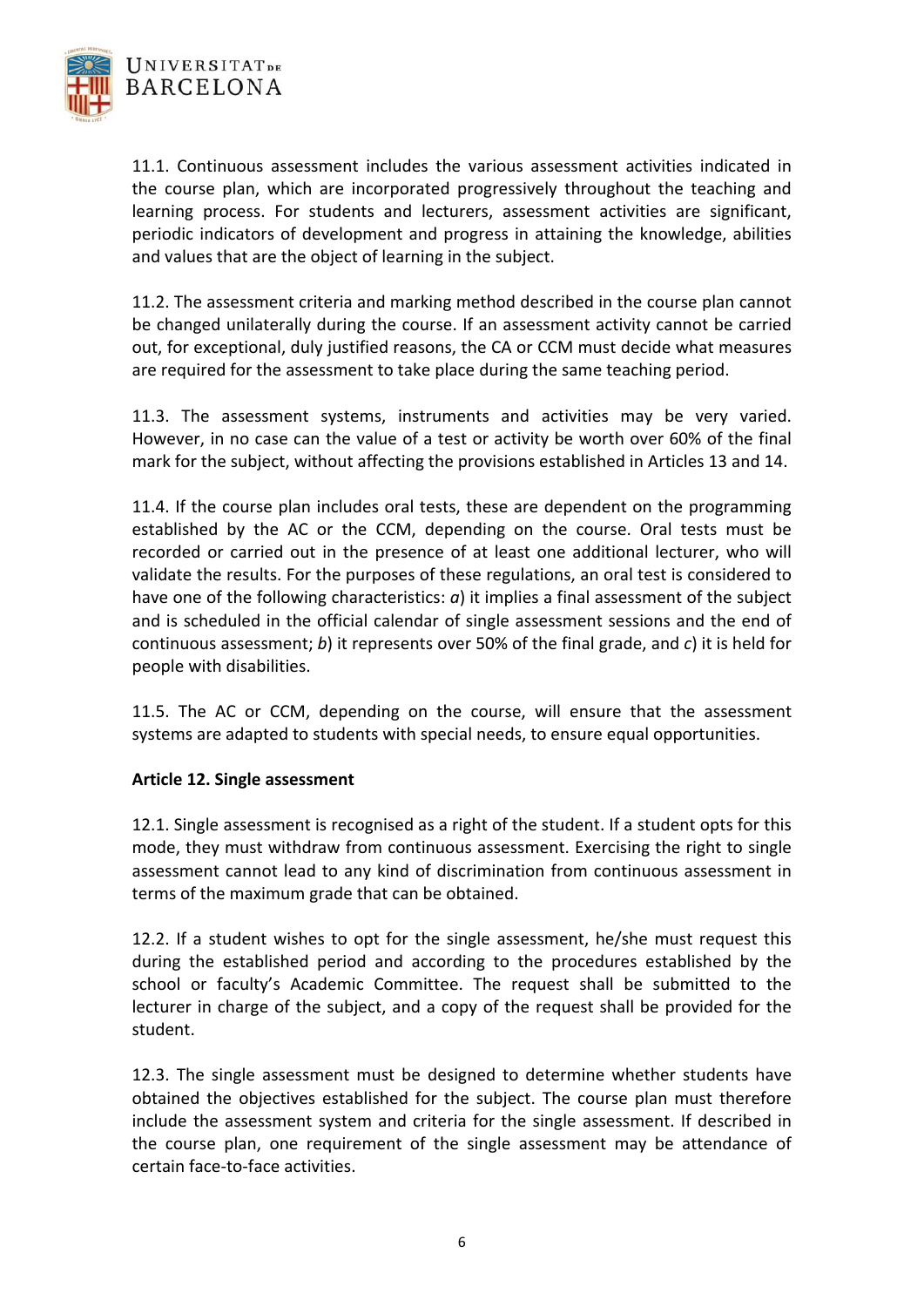11.1. Continuous assessment includes the various assessment activities indicated in the course plan, which are incorporated progressively throughout the teaching and learning process. For students and lecturers, assessment activities are significant, periodic indicators of development and progress in attaining the knowledge, abilities and values that are the object of learning in the subject.

11.2. The assessment criteria and marking method described in the course plan cannot be changed unilaterally during the course. If an assessment activity cannot be carried out, for exceptional, duly justified reasons, the CA or CCM must decide what measures are required for the assessment to take place during the same teaching period.

11.3. The assessment systems, instruments and activities may be very varied. However, in no case can the value of a test or activity be worth over 60% of the final mark for the subject, without affecting the provisions established in Articles 13 and 14.

11.4. If the course plan includes oral tests, these are dependent on the programming established by the AC or the CCM, depending on the course. Oral tests must be recorded or carried out in the presence of at least one additional lecturer, who will validate the results. For the purposes of these regulations, an oral test is considered to have one of the following characteristics: *a*) it implies a final assessment of the subject and is scheduled in the official calendar of single assessment sessions and the end of continuous assessment; *b*) it represents over 50% of the final grade, and *c*) it is held for people with disabilities.

11.5. The AC or CCM, depending on the course, will ensure that the assessment systems are adapted to students with special needs, to ensure equal opportunities.

**Article 12. Single assessment**

12.1. Single assessment is recognised as a right of the student. If a student opts for this mode, they must withdraw from continuous assessment. Exercising the right to single assessment cannot lead to any kind of discrimination from continuous assessment in terms of the maximum grade that can be obtained.

12.2. If a student wishes to opt for the single assessment, he/she must request this during the established period and according to the procedures established by the school or faculty's Academic Committee. The request shall be submitted to the lecturer in charge of the subject, and a copy of the request shall be provided for the student.

12.3. The single assessment must be designed to determine whether students have obtained the objectives established for the subject. The course plan must therefore include the assessment system and criteria for the single assessment. If described in the course plan, one requirement of the single assessment may be attendance of certain face-to-face activities.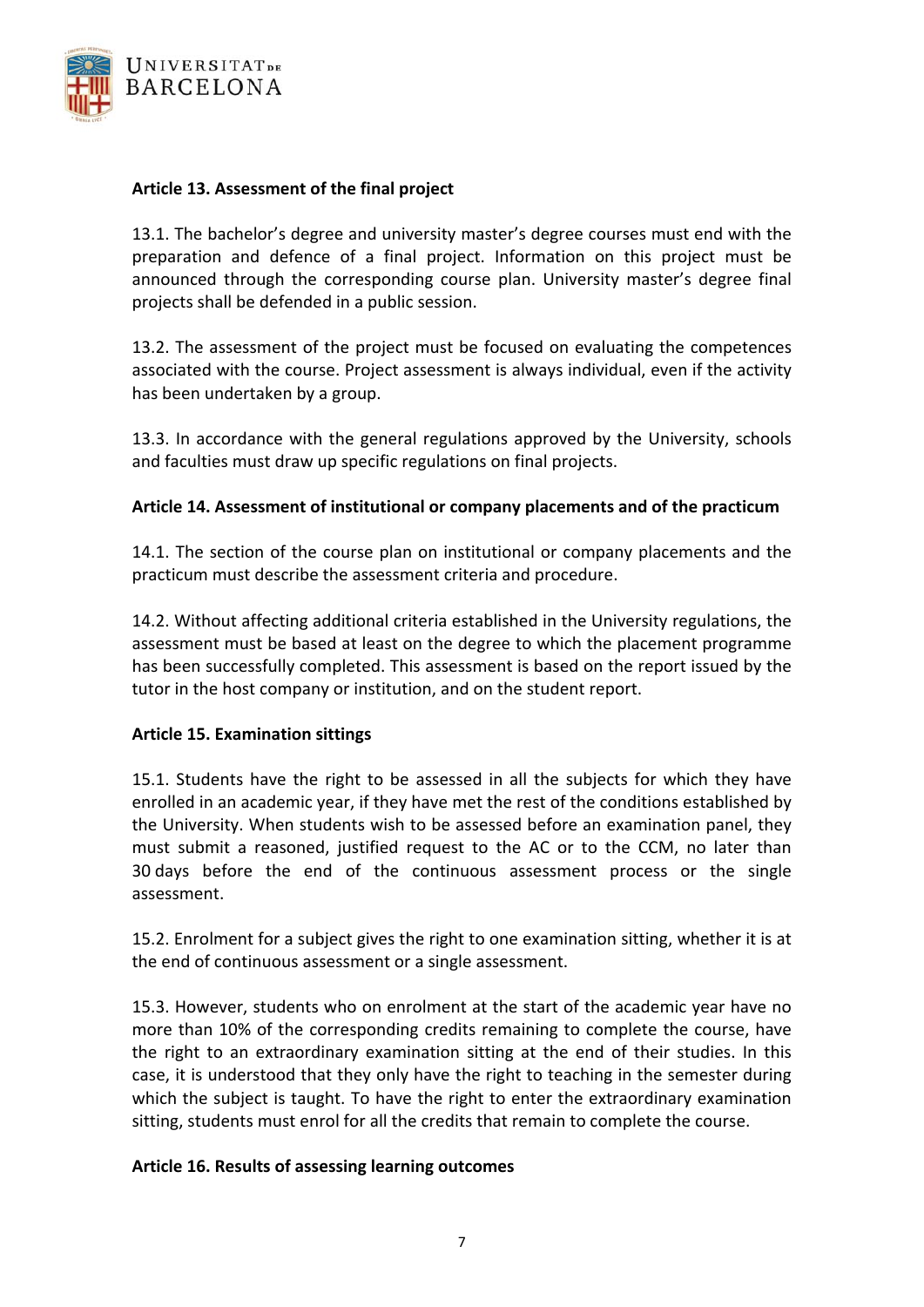**Article 13. Assessment of the final project**

13.1. The bachelor's degree and university master's degree courses must end with the preparation and defence of a final project. Information on this project must be announced through the corresponding course plan. University master's degree final projects shall be defended in a public session.

13.2. The assessment of the project must be focused on evaluating the competences associated with the course. Project assessment is always individual, even if the activity has been undertaken by a group.

13.3. In accordance with the general regulations approved by the University, schools and faculties must draw up specific regulations on final projects.

**Article 14. Assessment of institutional or company placements and of the practicum**

14.1. The section of the course plan on institutional or company placements and the practicum must describe the assessment criteria and procedure.

14.2. Without affecting additional criteria established in the University regulations, the assessment must be based at least on the degree to which the placement programme has been successfully completed. This assessment is based on the report issued by the tutor in the host company or institution, and on the student report.

**Article 15. Examination sittings**

15.1. Students have the right to be assessed in all the subjects for which they have enrolled in an academic year, if they have met the rest of the conditions established by the University. When students wish to be assessed before an examination panel, they must submit a reasoned, justified request to the AC or to the CCM, no later than 30 days before the end of the continuous assessment process or the single assessment.

15.2. Enrolment for a subject gives the right to one examination sitting, whether it is at the end of continuous assessment or a single assessment.

15.3. However, students who on enrolment at the start of the academic year have no more than 10% of the corresponding credits remaining to complete the course, have the right to an extraordinary examination sitting at the end of their studies. In this case, it is understood that they only have the right to teaching in the semester during which the subject is taught. To have the right to enter the extraordinary examination sitting, students must enrol for all the credits that remain to complete the course.

**Article 16. Results of assessing learning outcomes**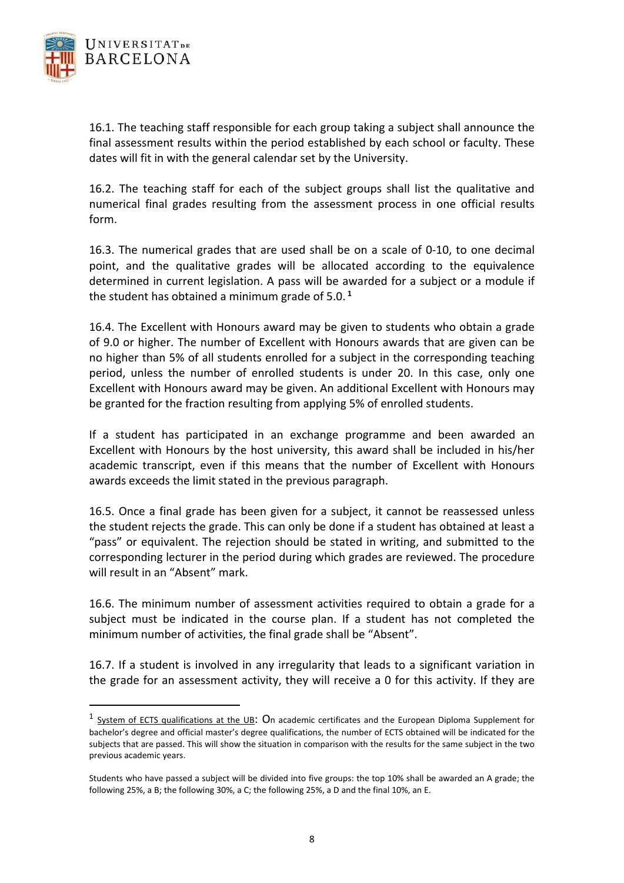16.1. The teaching staff responsible for each group taking a subject shall announce the final assessment results within the period established by each school or faculty. These dates will fit in with the general calendar set by the University.

16.2. The teaching staff for each of the subject groups shall list the qualitative and numerical final grades resulting from the assessment process in one official results form.

16.3. The numerical grades that are used shall be on a scale of 0-10, to one decimal point, and the qualitative grades will be allocated according to the equivalence determined in current legislation. A pass will be awarded for a subject or a module if the student has obtained a minimum grade of 5.0.[1]

16.4. The Excellent with Honours award may be given to students who obtain a grade of 9.0 or higher. The number of Excellent with Honours awards that are given can be no higher than 5% of all students enrolled for a subject in the corresponding teaching period, unless the number of enrolled students is under 20. In this case, only one Excellent with Honours award may be given. An additional Excellent with Honours may be granted for the fraction resulting from applying 5% of enrolled students.

If a student has participated in an exchange programme and been awarded an Excellent with Honours by the host university, this award shall be included in his/her academic transcript, even if this means that the number of Excellent with Honours awards exceeds the limit stated in the previous paragraph.

16.5. Once a final grade has been given for a subject, it cannot be reassessed unless the student rejects the grade. This can only be done if a student has obtained at least a "pass" or equivalent. The rejection should be stated in writing, and submitted to the corresponding lecturer in the period during which grades are reviewed. The procedure will result in an "Absent" mark.

16.6. The minimum number of assessment activities required to obtain a grade for a subject must be indicated in the course plan. If a student has not completed the minimum number of activities, the final grade shall be "Absent".

16.7. If a student is involved in any irregularity that leads to a significant variation in the grade for an assessment activity, they will receive a 0 for this activity. If they are

---

[1] System of ECTS qualifications at the UB: On academic certificates and the European Diploma Supplement for bachelor's degree and official master's degree qualifications, the number of ECTS obtained will be indicated for the subjects that are passed. This will show the situation in comparison with the results for the same subject in the two previous academic years.

Students who have passed a subject will be divided into five groups: the top 10% shall be awarded an A grade; the following 25%, a B; the following 30%, a C; the following 25%, a D and the final 10%, an E.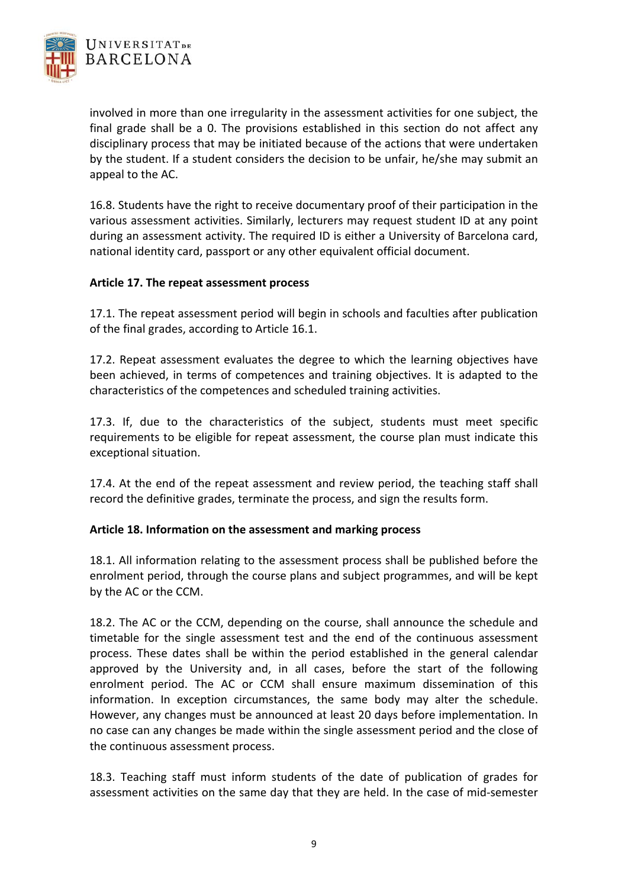involved in more than one irregularity in the assessment activities for one subject, the final grade shall be a 0. The provisions established in this section do not affect any disciplinary process that may be initiated because of the actions that were undertaken by the student. If a student considers the decision to be unfair, he/she may submit an appeal to the AC.

16.8. Students have the right to receive documentary proof of their participation in the various assessment activities. Similarly, lecturers may request student ID at any point during an assessment activity. The required ID is either a University of Barcelona card, national identity card, passport or any other equivalent official document.

**Article 17. The repeat assessment process**

17.1. The repeat assessment period will begin in schools and faculties after publication of the final grades, according to Article 16.1.

17.2. Repeat assessment evaluates the degree to which the learning objectives have been achieved, in terms of competences and training objectives. It is adapted to the characteristics of the competences and scheduled training activities.

17.3. If, due to the characteristics of the subject, students must meet specific requirements to be eligible for repeat assessment, the course plan must indicate this exceptional situation.

17.4. At the end of the repeat assessment and review period, the teaching staff shall record the definitive grades, terminate the process, and sign the results form.

**Article 18. Information on the assessment and marking process**

18.1. All information relating to the assessment process shall be published before the enrolment period, through the course plans and subject programmes, and will be kept by the AC or the CCM.

18.2. The AC or the CCM, depending on the course, shall announce the schedule and timetable for the single assessment test and the end of the continuous assessment process. These dates shall be within the period established in the general calendar approved by the University and, in all cases, before the start of the following enrolment period. The AC or CCM shall ensure maximum dissemination of this information. In exception circumstances, the same body may alter the schedule. However, any changes must be announced at least 20 days before implementation. In no case can any changes be made within the single assessment period and the close of the continuous assessment process.

18.3. Teaching staff must inform students of the date of publication of grades for assessment activities on the same day that they are held. In the case of mid-semester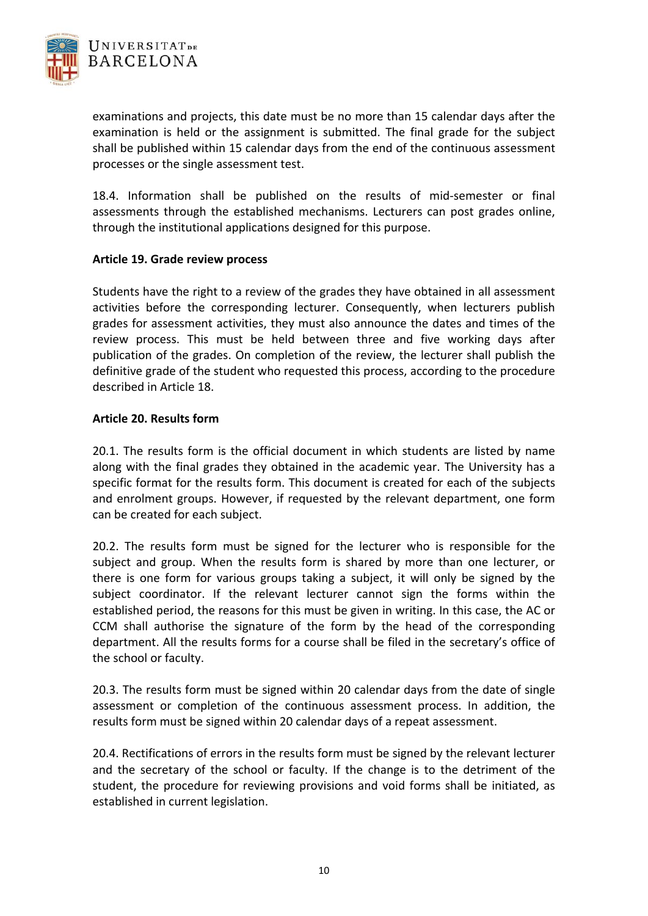examinations and projects, this date must be no more than 15 calendar days after the examination is held or the assignment is submitted. The final grade for the subject shall be published within 15 calendar days from the end of the continuous assessment processes or the single assessment test.

18.4. Information shall be published on the results of mid-semester or final assessments through the established mechanisms. Lecturers can post grades online, through the institutional applications designed for this purpose.

**Article 19. Grade review process**

Students have the right to a review of the grades they have obtained in all assessment activities before the corresponding lecturer. Consequently, when lecturers publish grades for assessment activities, they must also announce the dates and times of the review process. This must be held between three and five working days after publication of the grades. On completion of the review, the lecturer shall publish the definitive grade of the student who requested this process, according to the procedure described in Article 18.

**Article 20. Results form**

20.1. The results form is the official document in which students are listed by name along with the final grades they obtained in the academic year. The University has a specific format for the results form. This document is created for each of the subjects and enrolment groups. However, if requested by the relevant department, one form can be created for each subject.

20.2. The results form must be signed for the lecturer who is responsible for the subject and group. When the results form is shared by more than one lecturer, or there is one form for various groups taking a subject, it will only be signed by the subject coordinator. If the relevant lecturer cannot sign the forms within the established period, the reasons for this must be given in writing. In this case, the AC or CCM shall authorise the signature of the form by the head of the corresponding department. All the results forms for a course shall be filed in the secretary's office of the school or faculty.

20.3. The results form must be signed within 20 calendar days from the date of single assessment or completion of the continuous assessment process. In addition, the results form must be signed within 20 calendar days of a repeat assessment.

20.4. Rectifications of errors in the results form must be signed by the relevant lecturer and the secretary of the school or faculty. If the change is to the detriment of the student, the procedure for reviewing provisions and void forms shall be initiated, as established in current legislation.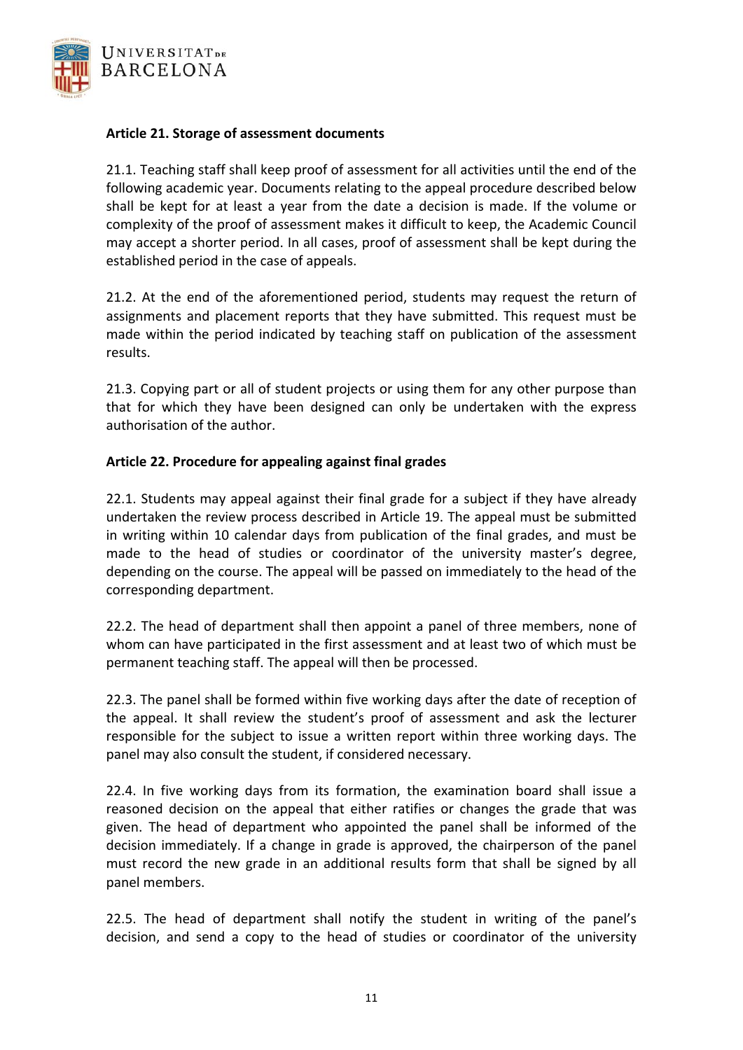### Article 21. Storage of assessment documents

21.1. Teaching staff shall keep proof of assessment for all activities until the end of the following academic year. Documents relating to the appeal procedure described below shall be kept for at least a year from the date a decision is made. If the volume or complexity of the proof of assessment makes it difficult to keep, the Academic Council may accept a shorter period. In all cases, proof of assessment shall be kept during the established period in the case of appeals.

21.2. At the end of the aforementioned period, students may request the return of assignments and placement reports that they have submitted. This request must be made within the period indicated by teaching staff on publication of the assessment results.

21.3. Copying part or all of student projects or using them for any other purpose than that for which they have been designed can only be undertaken with the express authorisation of the author.

### Article 22. Procedure for appealing against final grades

22.1. Students may appeal against their final grade for a subject if they have already undertaken the review process described in Article 19. The appeal must be submitted in writing within 10 calendar days from publication of the final grades, and must be made to the head of studies or coordinator of the university master's degree, depending on the course. The appeal will be passed on immediately to the head of the corresponding department.

22.2. The head of department shall then appoint a panel of three members, none of whom can have participated in the first assessment and at least two of which must be permanent teaching staff. The appeal will then be processed.

22.3. The panel shall be formed within five working days after the date of reception of the appeal. It shall review the student's proof of assessment and ask the lecturer responsible for the subject to issue a written report within three working days. The panel may also consult the student, if considered necessary.

22.4. In five working days from its formation, the examination board shall issue a reasoned decision on the appeal that either ratifies or changes the grade that was given. The head of department who appointed the panel shall be informed of the decision immediately. If a change in grade is approved, the chairperson of the panel must record the new grade in an additional results form that shall be signed by all panel members.

22.5. The head of department shall notify the student in writing of the panel's decision, and send a copy to the head of studies or coordinator of the university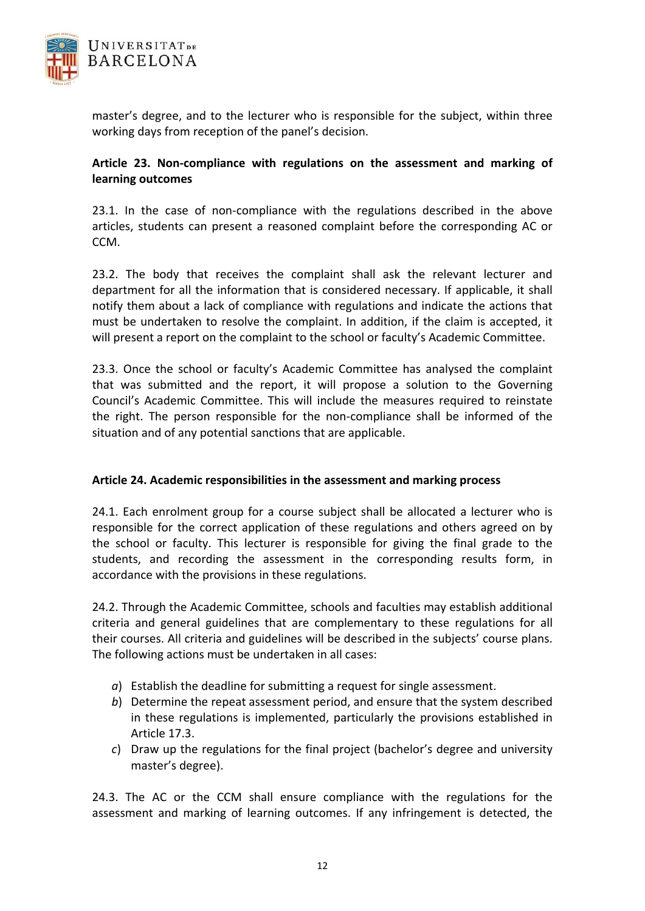master's degree, and to the lecturer who is responsible for the subject, within three working days from reception of the panel's decision.

### Article 23. Non-compliance with regulations on the assessment and marking of learning outcomes

23.1. In the case of non-compliance with the regulations described in the above articles, students can present a reasoned complaint before the corresponding AC or CCM.

23.2. The body that receives the complaint shall ask the relevant lecturer and department for all the information that is considered necessary. If applicable, it shall notify them about a lack of compliance with regulations and indicate the actions that must be undertaken to resolve the complaint. In addition, if the claim is accepted, it will present a report on the complaint to the school or faculty's Academic Committee.

23.3. Once the school or faculty's Academic Committee has analysed the complaint that was submitted and the report, it will propose a solution to the Governing Council's Academic Committee. This will include the measures required to reinstate the right. The person responsible for the non-compliance shall be informed of the situation and of any potential sanctions that are applicable.

### Article 24. Academic responsibilities in the assessment and marking process

24.1. Each enrolment group for a course subject shall be allocated a lecturer who is responsible for the correct application of these regulations and others agreed on by the school or faculty. This lecturer is responsible for giving the final grade to the students, and recording the assessment in the corresponding results form, in accordance with the provisions in these regulations.

24.2. Through the Academic Committee, schools and faculties may establish additional criteria and general guidelines that are complementary to these regulations for all their courses. All criteria and guidelines will be described in the subjects' course plans. The following actions must be undertaken in all cases:

*a*) Establish the deadline for submitting a request for single assessment.

*b*) Determine the repeat assessment period, and ensure that the system described in these regulations is implemented, particularly the provisions established in Article 17.3.

*c*) Draw up the regulations for the final project (bachelor's degree and university master's degree).

24.3. The AC or the CCM shall ensure compliance with the regulations for the assessment and marking of learning outcomes. If any infringement is detected, the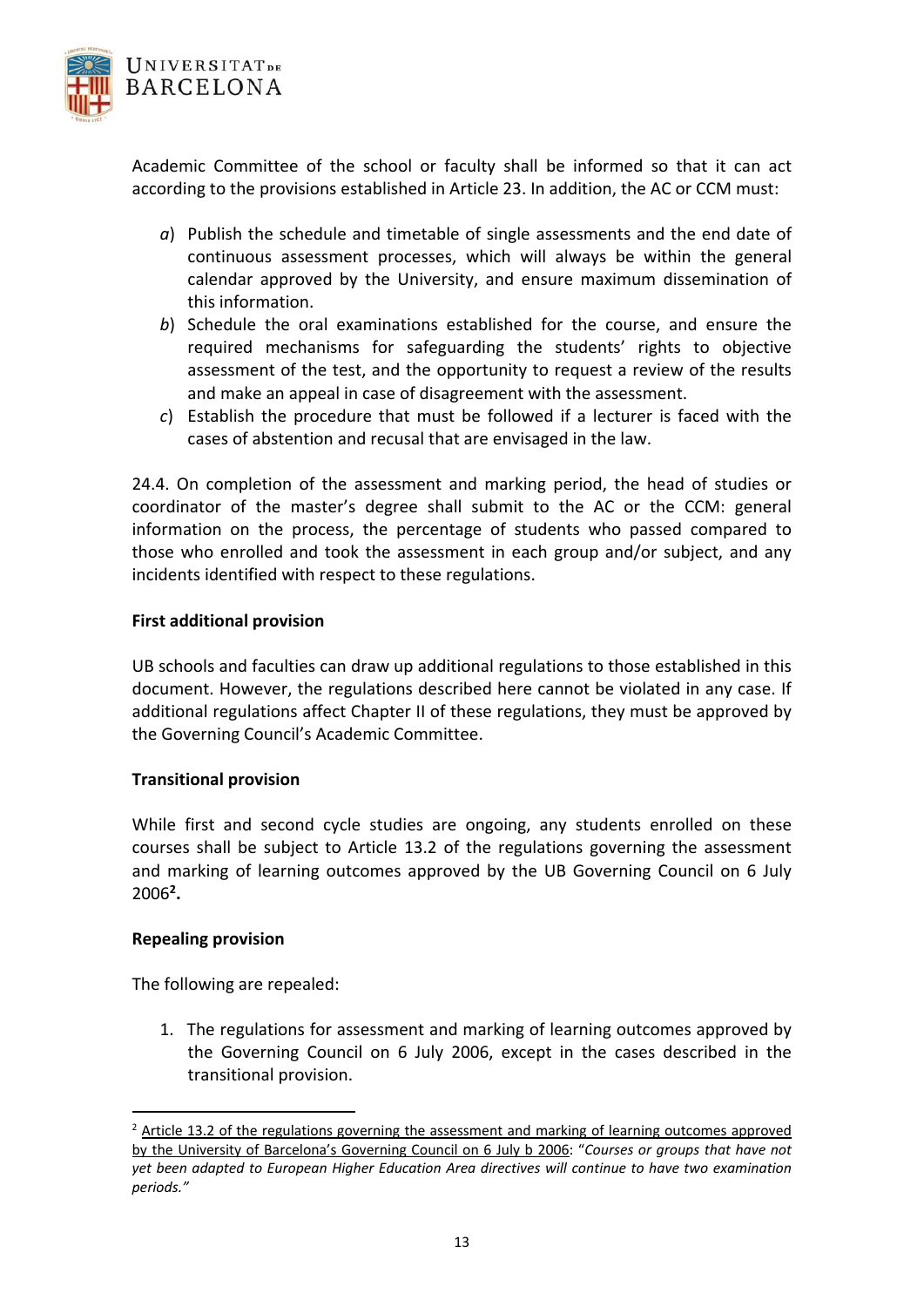Academic Committee of the school or faculty shall be informed so that it can act according to the provisions established in Article 23. In addition, the AC or CCM must:

*a*) Publish the schedule and timetable of single assessments and the end date of continuous assessment processes, which will always be within the general calendar approved by the University, and ensure maximum dissemination of this information.

*b*) Schedule the oral examinations established for the course, and ensure the required mechanisms for safeguarding the students' rights to objective assessment of the test, and the opportunity to request a review of the results and make an appeal in case of disagreement with the assessment.

*c*) Establish the procedure that must be followed if a lecturer is faced with the cases of abstention and recusal that are envisaged in the law.

24.4. On completion of the assessment and marking period, the head of studies or coordinator of the master's degree shall submit to the AC or the CCM: general information on the process, the percentage of students who passed compared to those who enrolled and took the assessment in each group and/or subject, and any incidents identified with respect to these regulations.

**First additional provision**

UB schools and faculties can draw up additional regulations to those established in this document. However, the regulations described here cannot be violated in any case. If additional regulations affect Chapter II of these regulations, they must be approved by the Governing Council's Academic Committee.

**Transitional provision**

While first and second cycle studies are ongoing, any students enrolled on these courses shall be subject to Article 13.2 of the regulations governing the assessment and marking of learning outcomes approved by the UB Governing Council on 6 July 2006[2]**.**

**Repealing provision**

The following are repealed:

1. The regulations for assessment and marking of learning outcomes approved by the Governing Council on 6 July 2006, except in the cases described in the transitional provision.

---

[2] Article 13.2 of the regulations governing the assessment and marking of learning outcomes approved by the University of Barcelona's Governing Council on 6 July b 2006: "*Courses or groups that have not yet been adapted to European Higher Education Area directives will continue to have two examination periods.*"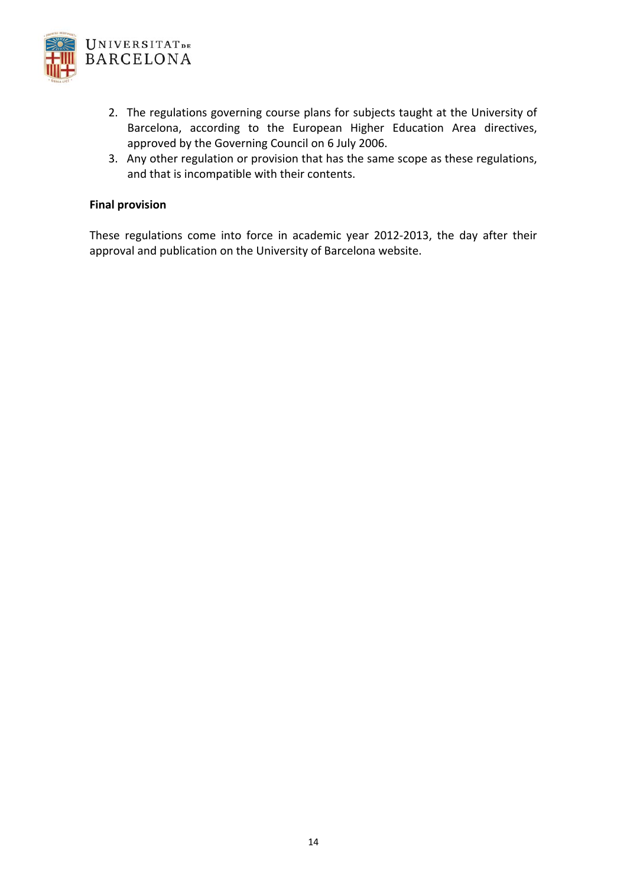2. The regulations governing course plans for subjects taught at the University of Barcelona, according to the European Higher Education Area directives, approved by the Governing Council on 6 July 2006.
3. Any other regulation or provision that has the same scope as these regulations, and that is incompatible with their contents.

**Final provision**

These regulations come into force in academic year 2012-2013, the day after their approval and publication on the University of Barcelona website.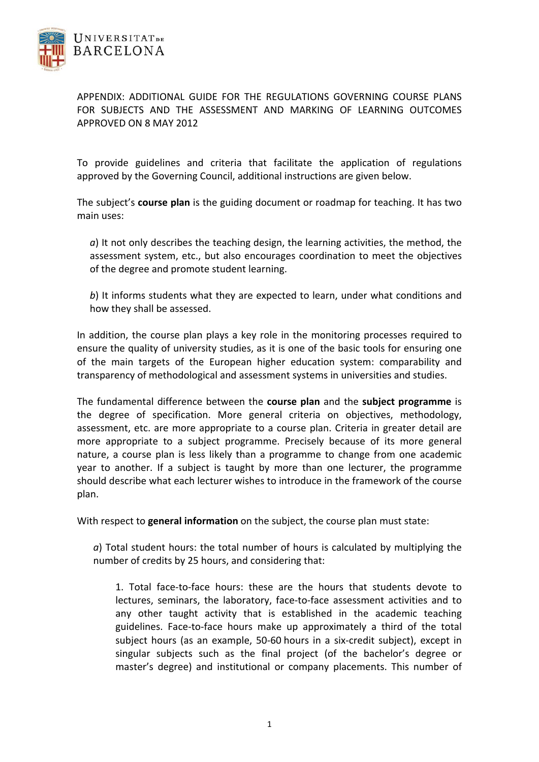APPENDIX: ADDITIONAL GUIDE FOR THE REGULATIONS GOVERNING COURSE PLANS FOR SUBJECTS AND THE ASSESSMENT AND MARKING OF LEARNING OUTCOMES APPROVED ON 8 MAY 2012

To provide guidelines and criteria that facilitate the application of regulations approved by the Governing Council, additional instructions are given below.

The subject's **course plan** is the guiding document or roadmap for teaching. It has two main uses:

*a*) It not only describes the teaching design, the learning activities, the method, the assessment system, etc., but also encourages coordination to meet the objectives of the degree and promote student learning.

*b*) It informs students what they are expected to learn, under what conditions and how they shall be assessed.

In addition, the course plan plays a key role in the monitoring processes required to ensure the quality of university studies, as it is one of the basic tools for ensuring one of the main targets of the European higher education system: comparability and transparency of methodological and assessment systems in universities and studies.

The fundamental difference between the **course plan** and the **subject programme** is the degree of specification. More general criteria on objectives, methodology, assessment, etc. are more appropriate to a course plan. Criteria in greater detail are more appropriate to a subject programme. Precisely because of its more general nature, a course plan is less likely than a programme to change from one academic year to another. If a subject is taught by more than one lecturer, the programme should describe what each lecturer wishes to introduce in the framework of the course plan.

With respect to **general information** on the subject, the course plan must state:

*a*) Total student hours: the total number of hours is calculated by multiplying the number of credits by 25 hours, and considering that:

1. Total face-to-face hours: these are the hours that students devote to lectures, seminars, the laboratory, face-to-face assessment activities and to any other taught activity that is established in the academic teaching guidelines. Face-to-face hours make up approximately a third of the total subject hours (as an example, 50-60 hours in a six-credit subject), except in singular subjects such as the final project (of the bachelor's degree or master's degree) and institutional or company placements. This number of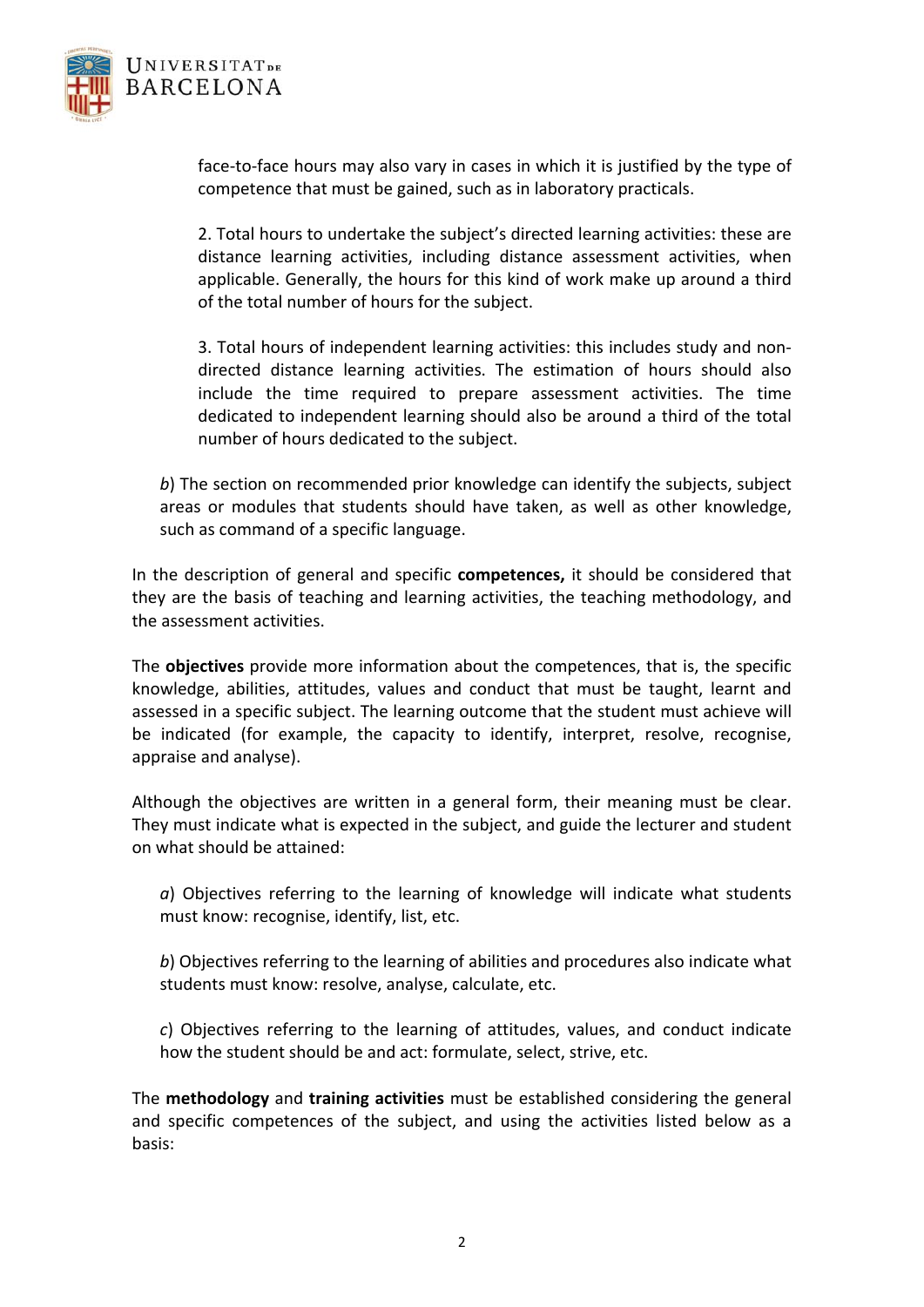face-to-face hours may also vary in cases in which it is justified by the type of competence that must be gained, such as in laboratory practicals.

2. Total hours to undertake the subject's directed learning activities: these are distance learning activities, including distance assessment activities, when applicable. Generally, the hours for this kind of work make up around a third of the total number of hours for the subject.

3. Total hours of independent learning activities: this includes study and non-directed distance learning activities. The estimation of hours should also include the time required to prepare assessment activities. The time dedicated to independent learning should also be around a third of the total number of hours dedicated to the subject.

*b*) The section on recommended prior knowledge can identify the subjects, subject areas or modules that students should have taken, as well as other knowledge, such as command of a specific language.

In the description of general and specific **competences,** it should be considered that they are the basis of teaching and learning activities, the teaching methodology, and the assessment activities.

The **objectives** provide more information about the competences, that is, the specific knowledge, abilities, attitudes, values and conduct that must be taught, learnt and assessed in a specific subject. The learning outcome that the student must achieve will be indicated (for example, the capacity to identify, interpret, resolve, recognise, appraise and analyse).

Although the objectives are written in a general form, their meaning must be clear. They must indicate what is expected in the subject, and guide the lecturer and student on what should be attained:

*a*) Objectives referring to the learning of knowledge will indicate what students must know: recognise, identify, list, etc.

*b*) Objectives referring to the learning of abilities and procedures also indicate what students must know: resolve, analyse, calculate, etc.

*c*) Objectives referring to the learning of attitudes, values, and conduct indicate how the student should be and act: formulate, select, strive, etc.

The **methodology** and **training activities** must be established considering the general and specific competences of the subject, and using the activities listed below as a basis: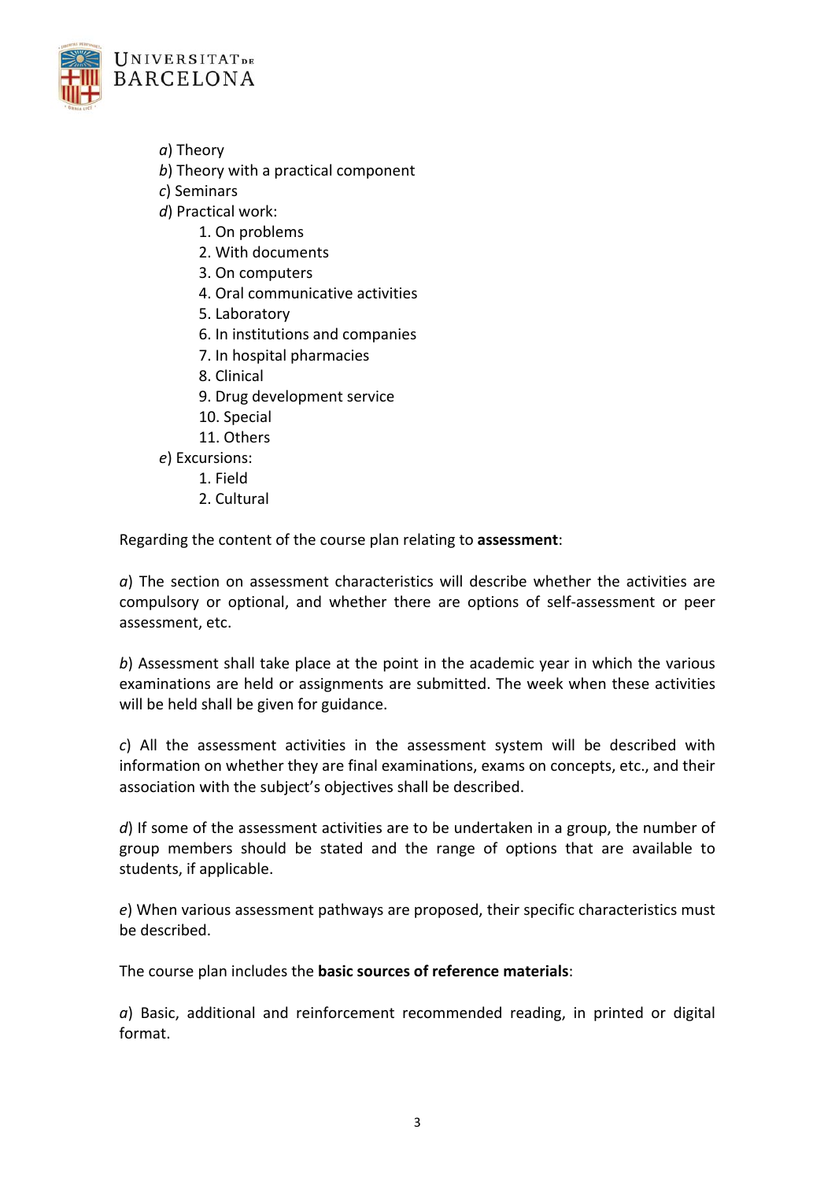*a*) Theory
*b*) Theory with a practical component
*c*) Seminars
*d*) Practical work:
   1. On problems
   2. With documents
   3. On computers
   4. Oral communicative activities
   5. Laboratory
   6. In institutions and companies
   7. In hospital pharmacies
   8. Clinical
   9. Drug development service
   10. Special
   11. Others
*e*) Excursions:
   1. Field
   2. Cultural

Regarding the content of the course plan relating to **assessment**:

*a*) The section on assessment characteristics will describe whether the activities are compulsory or optional, and whether there are options of self-assessment or peer assessment, etc.

*b*) Assessment shall take place at the point in the academic year in which the various examinations are held or assignments are submitted. The week when these activities will be held shall be given for guidance.

*c*) All the assessment activities in the assessment system will be described with information on whether they are final examinations, exams on concepts, etc., and their association with the subject's objectives shall be described.

*d*) If some of the assessment activities are to be undertaken in a group, the number of group members should be stated and the range of options that are available to students, if applicable.

*e*) When various assessment pathways are proposed, their specific characteristics must be described.

The course plan includes the **basic sources of reference materials**:

*a*) Basic, additional and reinforcement recommended reading, in printed or digital format.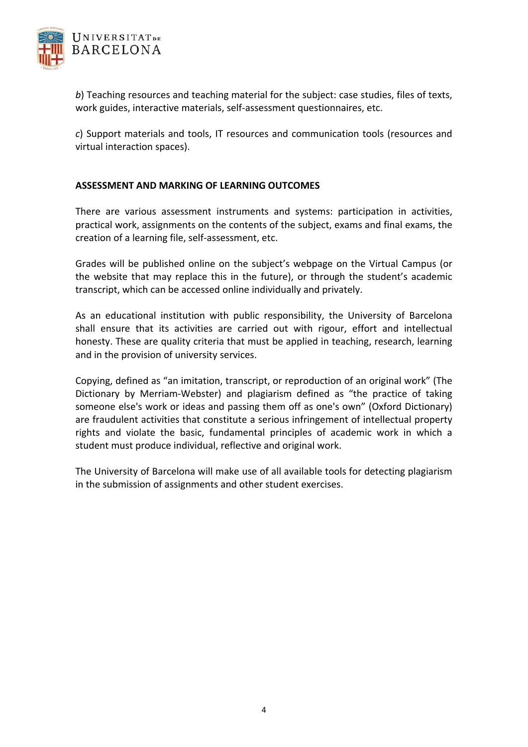*b*) Teaching resources and teaching material for the subject: case studies, files of texts, work guides, interactive materials, self-assessment questionnaires, etc.

*c*) Support materials and tools, IT resources and communication tools (resources and virtual interaction spaces).

**ASSESSMENT AND MARKING OF LEARNING OUTCOMES**

There are various assessment instruments and systems: participation in activities, practical work, assignments on the contents of the subject, exams and final exams, the creation of a learning file, self-assessment, etc.

Grades will be published online on the subject's webpage on the Virtual Campus (or the website that may replace this in the future), or through the student's academic transcript, which can be accessed online individually and privately.

As an educational institution with public responsibility, the University of Barcelona shall ensure that its activities are carried out with rigour, effort and intellectual honesty. These are quality criteria that must be applied in teaching, research, learning and in the provision of university services.

Copying, defined as "an imitation, transcript, or reproduction of an original work" (The Dictionary by Merriam-Webster) and plagiarism defined as "the practice of taking someone else's work or ideas and passing them off as one's own" (Oxford Dictionary) are fraudulent activities that constitute a serious infringement of intellectual property rights and violate the basic, fundamental principles of academic work in which a student must produce individual, reflective and original work.

The University of Barcelona will make use of all available tools for detecting plagiarism in the submission of assignments and other student exercises.